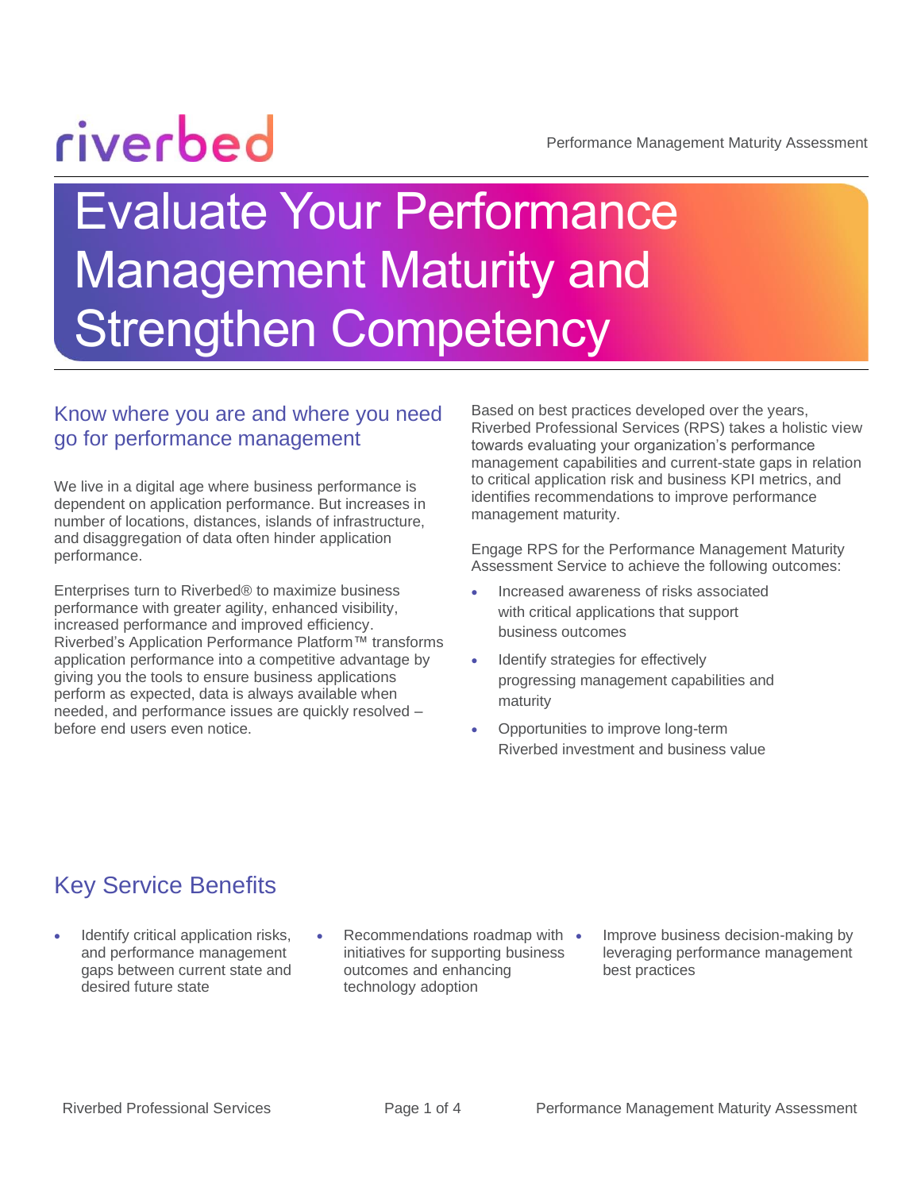# Evaluate Your Performance Management Maturity and Strengthen Competency

## Know where you are and where you need go for performance management

We live in a digital age where business performance is dependent on application performance. But increases in number of locations, distances, islands of infrastructure, and disaggregation of data often hinder application performance.

Enterprises turn to Riverbed® to maximize business performance with greater agility, enhanced visibility, increased performance and improved efficiency. Riverbed's Application Performance Platform™ transforms application performance into a competitive advantage by giving you the tools to ensure business applications perform as expected, data is always available when needed, and performance issues are quickly resolved – before end users even notice.

Based on best practices developed over the years, Riverbed Professional Services (RPS) takes a holistic view towards evaluating your organization's performance management capabilities and current-state gaps in relation to critical application risk and business KPI metrics, and identifies recommendations to improve performance management maturity.

Engage RPS for the Performance Management Maturity Assessment Service to achieve the following outcomes:

- Increased awareness of risks associated with critical applications that support business outcomes
- Identify strategies for effectively progressing management capabilities and maturity
- Opportunities to improve long-term Riverbed investment and business value

## Key Service Benefits

- Identify critical application risks, and performance management gaps between current state and desired future state
- Recommendations roadmap with initiatives for supporting business outcomes and enhancing technology adoption
- Improve business decision-making by leveraging performance management best practices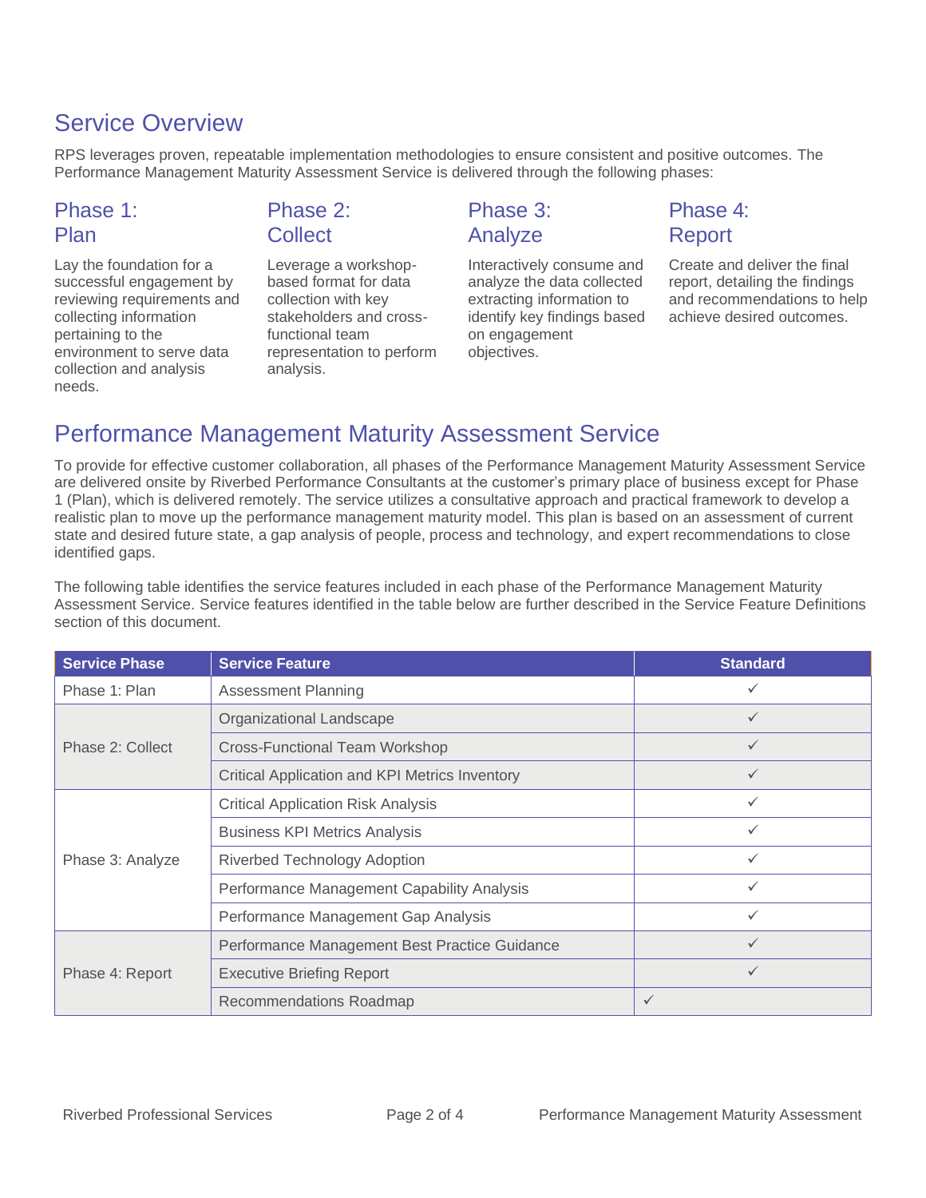## Service Overview

RPS leverages proven, repeatable implementation methodologies to ensure consistent and positive outcomes. The Performance Management Maturity Assessment Service is delivered through the following phases:

### Phase 1: Plan

Lay the foundation for a successful engagement by reviewing requirements and collecting information pertaining to the environment to serve data collection and analysis needs.

### Phase 2: Collect

Leverage a workshop-based format for data collection with key stakeholders and cross-functional team representation to perform analysis.

### Phase 3: Analyze

Interactively consume and analyze the data collected extracting information to identify key findings based on engagement objectives.

### Phase 4: Report

Create and deliver the final report, detailing the findings and recommendations to help achieve desired outcomes.

## Performance Management Maturity Assessment Service

To provide for effective customer collaboration, all phases of the Performance Management Maturity Assessment Service are delivered onsite by Riverbed Performance Consultants at the customer's primary place of business except for Phase 1 (Plan), which is delivered remotely. The service utilizes a consultative approach and practical framework to develop a realistic plan to move up the performance management maturity model. This plan is based on an assessment of current state and desired future state, a gap analysis of people, process and technology, and expert recommendations to close identified gaps.

The following table identifies the service features included in each phase of the Performance Management Maturity Assessment Service. Service features identified in the table below are further described in the Service Feature Definitions section of this document.

| Service Phase | Service Feature | Standard |
|---|---|---|
| Phase 1: Plan | Assessment Planning | ✓ |
| Phase 2: Collect | Organizational Landscape | ✓ |
| | Cross-Functional Team Workshop | ✓ |
| | Critical Application and KPI Metrics Inventory | ✓ |
| Phase 3: Analyze | Critical Application Risk Analysis | ✓ |
| | Business KPI Metrics Analysis | ✓ |
| | Riverbed Technology Adoption | ✓ |
| | Performance Management Capability Analysis | ✓ |
| | Performance Management Gap Analysis | ✓ |
| Phase 4: Report | Performance Management Best Practice Guidance | ✓ |
| | Executive Briefing Report | ✓ |
| | Recommendations Roadmap | ✓ |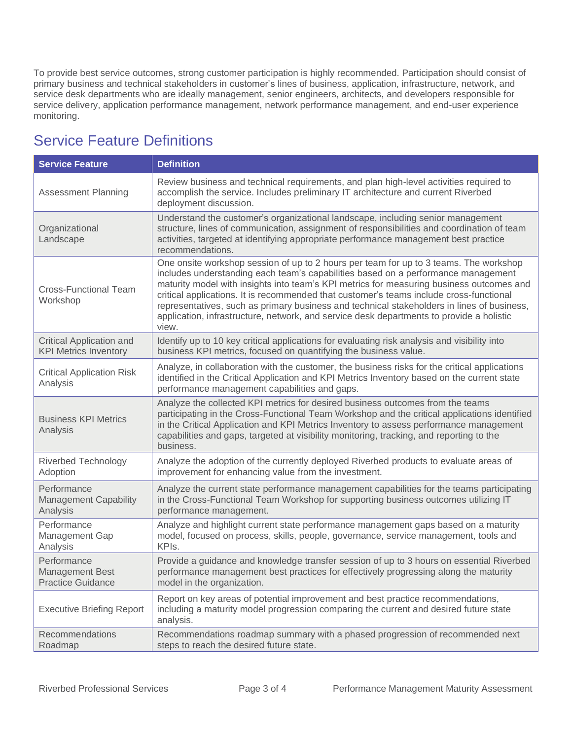To provide best service outcomes, strong customer participation is highly recommended. Participation should consist of primary business and technical stakeholders in customer's lines of business, application, infrastructure, network, and service desk departments who are ideally management, senior engineers, architects, and developers responsible for service delivery, application performance management, network performance management, and end-user experience monitoring.

## Service Feature Definitions

| Service Feature | Definition |
| --- | --- |
| Assessment Planning | Review business and technical requirements, and plan high-level activities required to accomplish the service. Includes preliminary IT architecture and current Riverbed deployment discussion. |
| Organizational Landscape | Understand the customer's organizational landscape, including senior management structure, lines of communication, assignment of responsibilities and coordination of team activities, targeted at identifying appropriate performance management best practice recommendations. |
| Cross-Functional Team Workshop | One onsite workshop session of up to 2 hours per team for up to 3 teams. The workshop includes understanding each team's capabilities based on a performance management maturity model with insights into team's KPI metrics for measuring business outcomes and critical applications. It is recommended that customer's teams include cross-functional representatives, such as primary business and technical stakeholders in lines of business, application, infrastructure, network, and service desk departments to provide a holistic view. |
| Critical Application and KPI Metrics Inventory | Identify up to 10 key critical applications for evaluating risk analysis and visibility into business KPI metrics, focused on quantifying the business value. |
| Critical Application Risk Analysis | Analyze, in collaboration with the customer, the business risks for the critical applications identified in the Critical Application and KPI Metrics Inventory based on the current state performance management capabilities and gaps. |
| Business KPI Metrics Analysis | Analyze the collected KPI metrics for desired business outcomes from the teams participating in the Cross-Functional Team Workshop and the critical applications identified in the Critical Application and KPI Metrics Inventory to assess performance management capabilities and gaps, targeted at visibility monitoring, tracking, and reporting to the business. |
| Riverbed Technology Adoption | Analyze the adoption of the currently deployed Riverbed products to evaluate areas of improvement for enhancing value from the investment. |
| Performance Management Capability Analysis | Analyze the current state performance management capabilities for the teams participating in the Cross-Functional Team Workshop for supporting business outcomes utilizing IT performance management. |
| Performance Management Gap Analysis | Analyze and highlight current state performance management gaps based on a maturity model, focused on process, skills, people, governance, service management, tools and KPIs. |
| Performance Management Best Practice Guidance | Provide a guidance and knowledge transfer session of up to 3 hours on essential Riverbed performance management best practices for effectively progressing along the maturity model in the organization. |
| Executive Briefing Report | Report on key areas of potential improvement and best practice recommendations, including a maturity model progression comparing the current and desired future state analysis. |
| Recommendations Roadmap | Recommendations roadmap summary with a phased progression of recommended next steps to reach the desired future state. |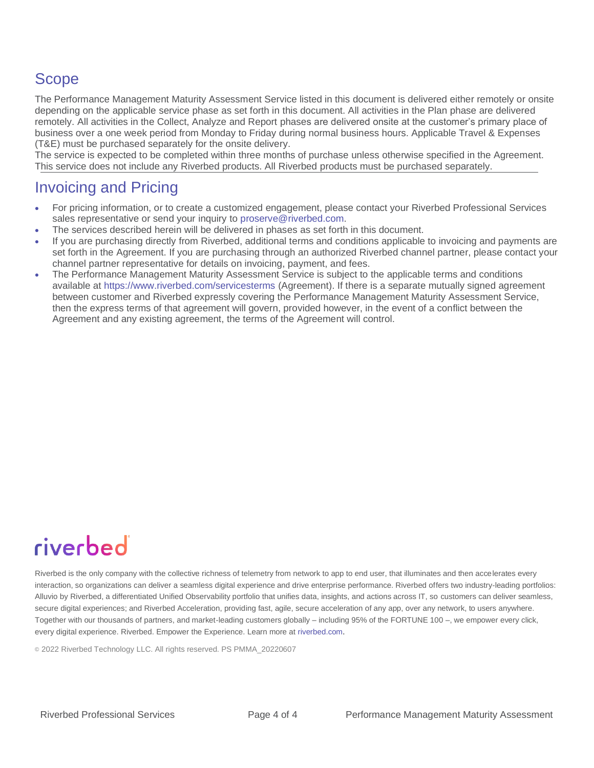## Scope

The Performance Management Maturity Assessment Service listed in this document is delivered either remotely or onsite depending on the applicable service phase as set forth in this document. All activities in the Plan phase are delivered remotely. All activities in the Collect, Analyze and Report phases are delivered onsite at the customer's primary place of business over a one week period from Monday to Friday during normal business hours. Applicable Travel & Expenses (T&E) must be purchased separately for the onsite delivery.
The service is expected to be completed within three months of purchase unless otherwise specified in the Agreement. This service does not include any Riverbed products. All Riverbed products must be purchased separately.

## Invoicing and Pricing

- For pricing information, or to create a customized engagement, please contact your Riverbed Professional Services sales representative or send your inquiry to proserve@riverbed.com.
- The services described herein will be delivered in phases as set forth in this document.
- If you are purchasing directly from Riverbed, additional terms and conditions applicable to invoicing and payments are set forth in the Agreement. If you are purchasing through an authorized Riverbed channel partner, please contact your channel partner representative for details on invoicing, payment, and fees.
- The Performance Management Maturity Assessment Service is subject to the applicable terms and conditions available at https://www.riverbed.com/servicesterms (Agreement). If there is a separate mutually signed agreement between customer and Riverbed expressly covering the Performance Management Maturity Assessment Service, then the express terms of that agreement will govern, provided however, in the event of a conflict between the Agreement and any existing agreement, the terms of the Agreement will control.

riverbed

Riverbed is the only company with the collective richness of telemetry from network to app to end user, that illuminates and then accelerates every interaction, so organizations can deliver a seamless digital experience and drive enterprise performance. Riverbed offers two industry-leading portfolios: Alluvio by Riverbed, a differentiated Unified Observability portfolio that unifies data, insights, and actions across IT, so customers can deliver seamless, secure digital experiences; and Riverbed Acceleration, providing fast, agile, secure acceleration of any app, over any network, to users anywhere. Together with our thousands of partners, and market-leading customers globally – including 95% of the FORTUNE 100 –, we empower every click, every digital experience. Riverbed. Empower the Experience. Learn more at riverbed.com.

© 2022 Riverbed Technology LLC. All rights reserved. PS PMMA_20220607